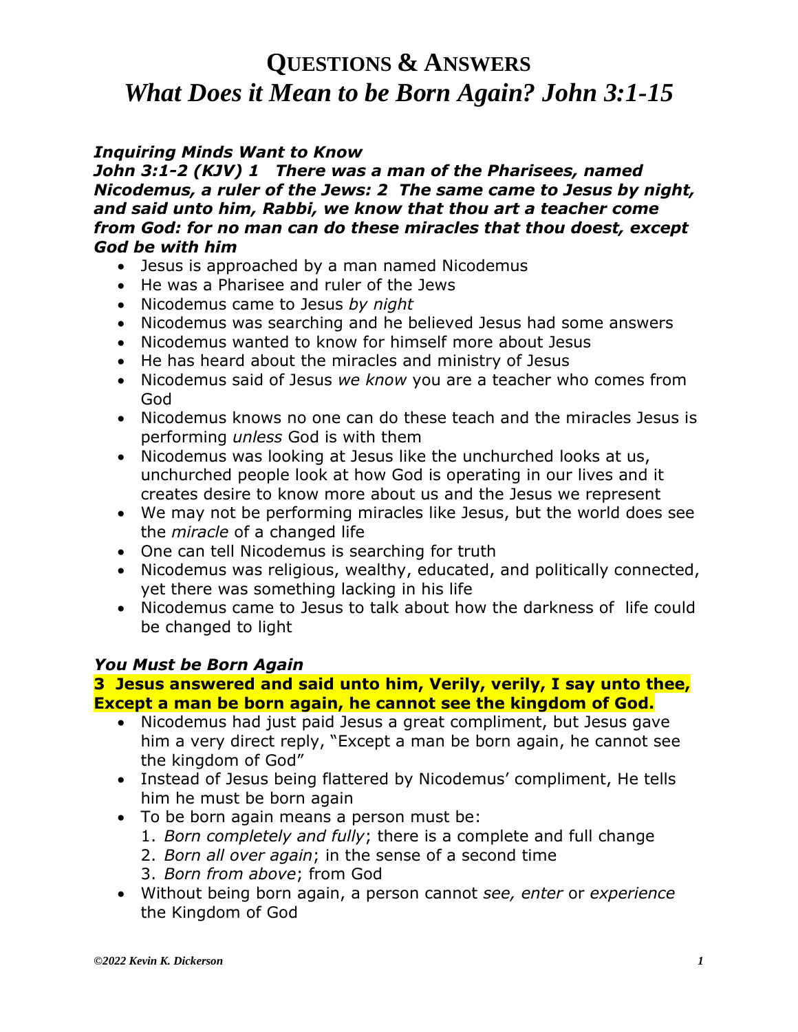# **QUESTIONS & ANSWERS**
# *What Does it Mean to be Born Again? John 3:1-15*

***Inquiring Minds Want to Know***

***John 3:1-2 (KJV) 1 There was a man of the Pharisees, named Nicodemus, a ruler of the Jews: 2 The same came to Jesus by night, and said unto him, Rabbi, we know that thou art a teacher come from God: for no man can do these miracles that thou doest, except God be with him***

- Jesus is approached by a man named Nicodemus
- He was a Pharisee and ruler of the Jews
- Nicodemus came to Jesus *by night*
- Nicodemus was searching and he believed Jesus had some answers
- Nicodemus wanted to know for himself more about Jesus
- He has heard about the miracles and ministry of Jesus
- Nicodemus said of Jesus *we know* you are a teacher who comes from God
- Nicodemus knows no one can do these teach and the miracles Jesus is performing *unless* God is with them
- Nicodemus was looking at Jesus like the unchurched looks at us, unchurched people look at how God is operating in our lives and it creates desire to know more about us and the Jesus we represent
- We may not be performing miracles like Jesus, but the world does see the *miracle* of a changed life
- One can tell Nicodemus is searching for truth
- Nicodemus was religious, wealthy, educated, and politically connected, yet there was something lacking in his life
- Nicodemus came to Jesus to talk about how the darkness of life could be changed to light

***You Must be Born Again***

**3 Jesus answered and said unto him, Verily, verily, I say unto thee, Except a man be born again, he cannot see the kingdom of God.**

- Nicodemus had just paid Jesus a great compliment, but Jesus gave him a very direct reply, "Except a man be born again, he cannot see the kingdom of God"
- Instead of Jesus being flattered by Nicodemus' compliment, He tells him he must be born again
- To be born again means a person must be:
  1. *Born completely and fully*; there is a complete and full change
  2. *Born all over again*; in the sense of a second time
  3. *Born from above*; from God
- Without being born again, a person cannot *see, enter* or *experience* the Kingdom of God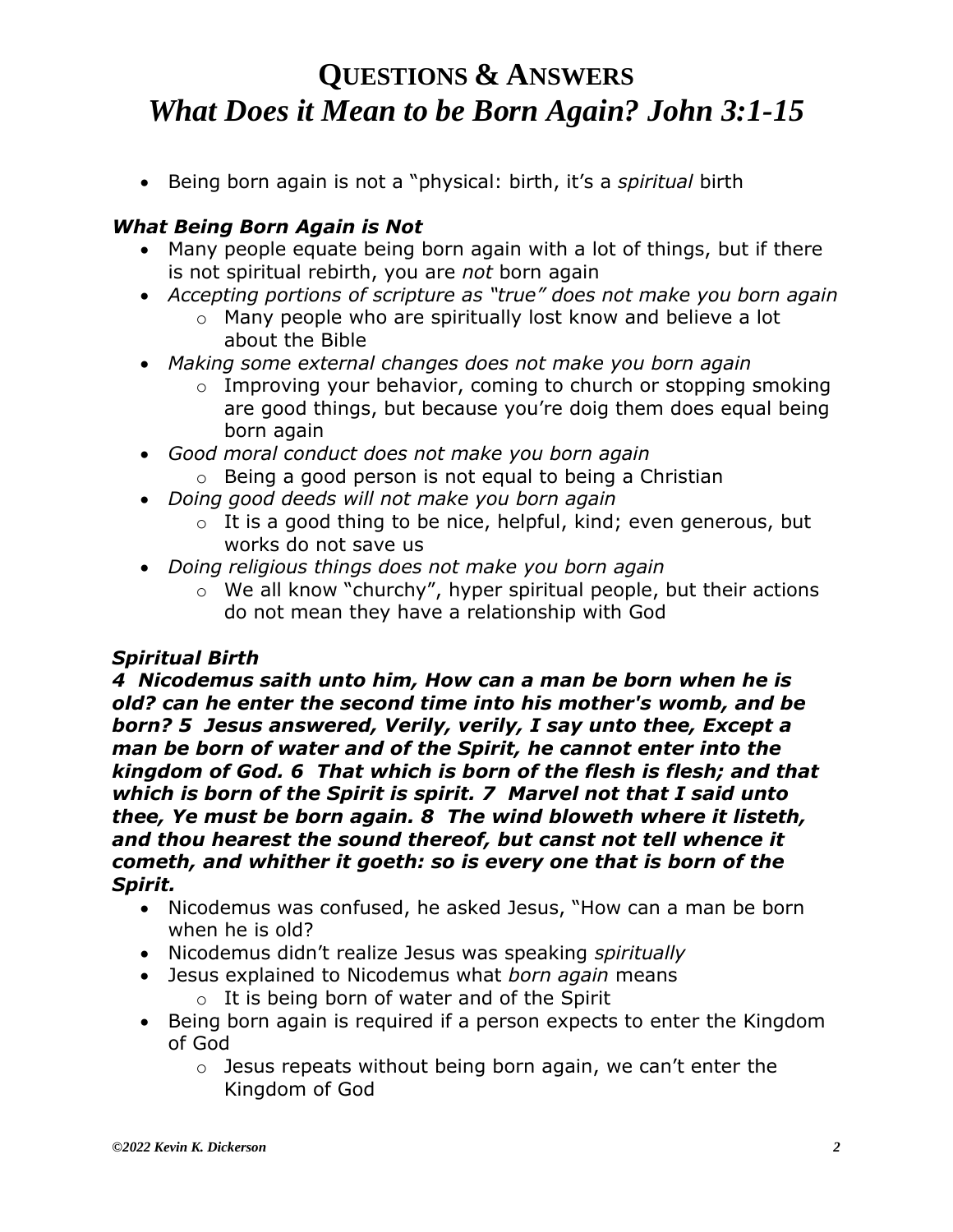# QUESTIONS & ANSWERS

## *What Does it Mean to be Born Again? John 3:1-15*

- Being born again is not a "physical: birth, it's a *spiritual* birth

### *What Being Born Again is Not*

- Many people equate being born again with a lot of things, but if there is not spiritual rebirth, you are *not* born again
- *Accepting portions of scripture as "true" does not make you born again*
  - Many people who are spiritually lost know and believe a lot about the Bible
- *Making some external changes does not make you born again*
  - Improving your behavior, coming to church or stopping smoking are good things, but because you're doig them does equal being born again
- *Good moral conduct does not make you born again*
  - Being a good person is not equal to being a Christian
- *Doing good deeds will not make you born again*
  - It is a good thing to be nice, helpful, kind; even generous, but works do not save us
- *Doing religious things does not make you born again*
  - We all know "churchy", hyper spiritual people, but their actions do not mean they have a relationship with God

### *Spiritual Birth*

***4 Nicodemus saith unto him, How can a man be born when he is old? can he enter the second time into his mother's womb, and be born? 5 Jesus answered, Verily, verily, I say unto thee, Except a man be born of water and of the Spirit, he cannot enter into the kingdom of God. 6 That which is born of the flesh is flesh; and that which is born of the Spirit is spirit. 7 Marvel not that I said unto thee, Ye must be born again. 8 The wind bloweth where it listeth, and thou hearest the sound thereof, but canst not tell whence it cometh, and whither it goeth: so is every one that is born of the Spirit.***

- Nicodemus was confused, he asked Jesus, "How can a man be born when he is old?
- Nicodemus didn't realize Jesus was speaking *spiritually*
- Jesus explained to Nicodemus what *born again* means
  - It is being born of water and of the Spirit
- Being born again is required if a person expects to enter the Kingdom of God
  - Jesus repeats without being born again, we can't enter the Kingdom of God

*©2022 Kevin K. Dickerson*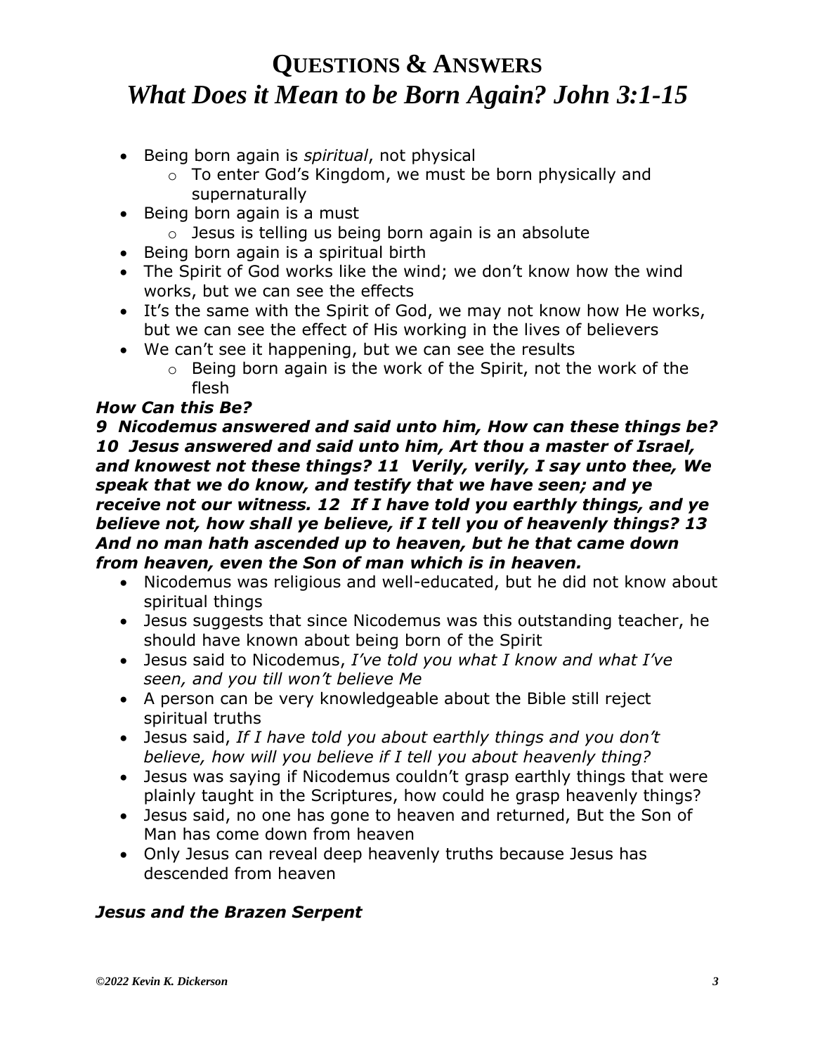# QUESTIONS & ANSWERS
# *What Does it Mean to be Born Again? John 3:1-15*

- Being born again is *spiritual*, not physical
  - To enter God's Kingdom, we must be born physically and supernaturally
- Being born again is a must
  - Jesus is telling us being born again is an absolute
- Being born again is a spiritual birth
- The Spirit of God works like the wind; we don't know how the wind works, but we can see the effects
- It's the same with the Spirit of God, we may not know how He works, but we can see the effect of His working in the lives of believers
- We can't see it happening, but we can see the results
  - Being born again is the work of the Spirit, not the work of the flesh

***How Can this Be?***

***9 Nicodemus answered and said unto him, How can these things be? 10 Jesus answered and said unto him, Art thou a master of Israel, and knowest not these things? 11 Verily, verily, I say unto thee, We speak that we do know, and testify that we have seen; and ye receive not our witness. 12 If I have told you earthly things, and ye believe not, how shall ye believe, if I tell you of heavenly things? 13 And no man hath ascended up to heaven, but he that came down from heaven, even the Son of man which is in heaven.***

- Nicodemus was religious and well-educated, but he did not know about spiritual things
- Jesus suggests that since Nicodemus was this outstanding teacher, he should have known about being born of the Spirit
- Jesus said to Nicodemus, *I've told you what I know and what I've seen, and you till won't believe Me*
- A person can be very knowledgeable about the Bible still reject spiritual truths
- Jesus said, *If I have told you about earthly things and you don't believe, how will you believe if I tell you about heavenly thing?*
- Jesus was saying if Nicodemus couldn't grasp earthly things that were plainly taught in the Scriptures, how could he grasp heavenly things?
- Jesus said, no one has gone to heaven and returned, But the Son of Man has come down from heaven
- Only Jesus can reveal deep heavenly truths because Jesus has descended from heaven

***Jesus and the Brazen Serpent***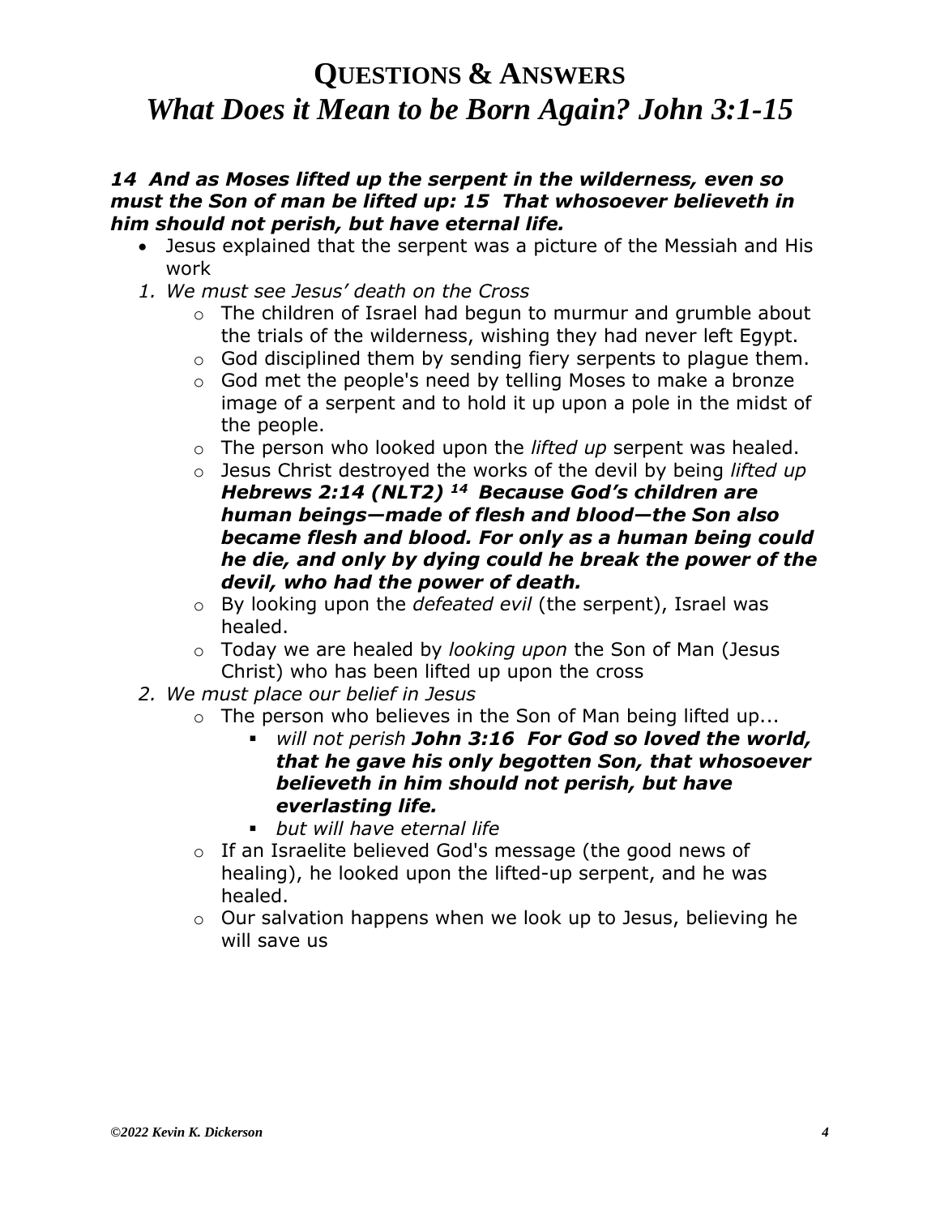# QUESTIONS & ANSWERS
# *What Does it Mean to be Born Again? John 3:1-15*

***14 And as Moses lifted up the serpent in the wilderness, even so must the Son of man be lifted up: 15 That whosoever believeth in him should not perish, but have eternal life.***

- Jesus explained that the serpent was a picture of the Messiah and His work

1. *We must see Jesus' death on the Cross*
    - The children of Israel had begun to murmur and grumble about the trials of the wilderness, wishing they had never left Egypt.
    - God disciplined them by sending fiery serpents to plague them.
    - God met the people's need by telling Moses to make a bronze image of a serpent and to hold it up upon a pole in the midst of the people.
    - The person who looked upon the *lifted up* serpent was healed.
    - Jesus Christ destroyed the works of the devil by being *lifted up* ***Hebrews 2:14 (NLT2) [14] Because God's children are human beings—made of flesh and blood—the Son also became flesh and blood. For only as a human being could he die, and only by dying could he break the power of the devil, who had the power of death.***
    - By looking upon the *defeated evil* (the serpent), Israel was healed.
    - Today we are healed by *looking upon* the Son of Man (Jesus Christ) who has been lifted up upon the cross
2. *We must place our belief in Jesus*
    - The person who believes in the Son of Man being lifted up...
        - *will not perish* ***John 3:16 For God so loved the world, that he gave his only begotten Son, that whosoever believeth in him should not perish, but have everlasting life.***
        - *but will have eternal life*
    - If an Israelite believed God's message (the good news of healing), he looked upon the lifted-up serpent, and he was healed.
    - Our salvation happens when we look up to Jesus, believing he will save us